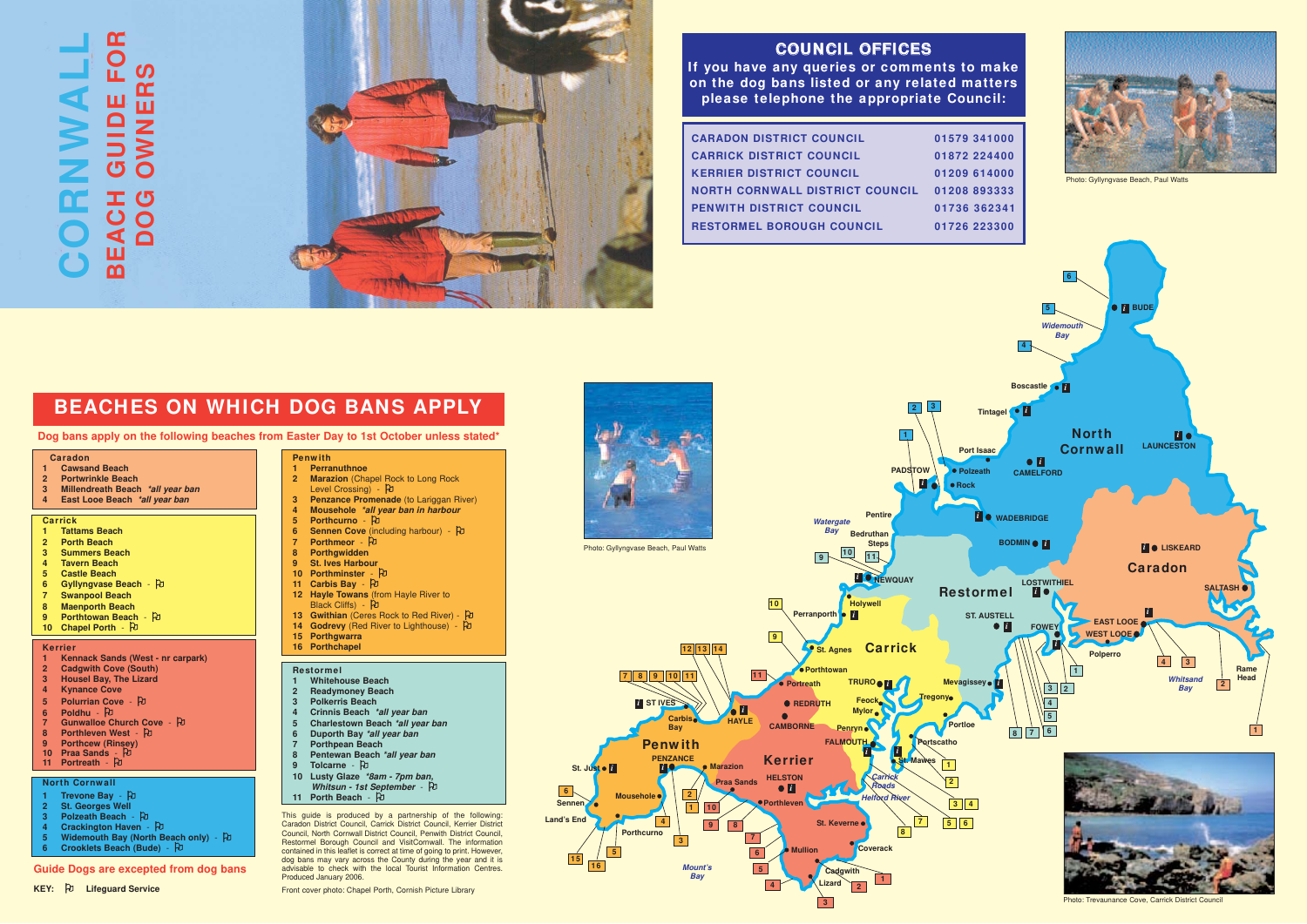# CORNWALL BEACH GUIDE FOR DOG OWNERS

## COUNCIL OFFICES

**If you have any queries or comments to make on the dog bans listed or any related matters please telephone the appropriate Council:**

| Council | Telephone |
|---|---|
| CARADON DISTRICT COUNCIL | 01579 341000 |
| CARRICK DISTRICT COUNCIL | 01872 224400 |
| KERRIER DISTRICT COUNCIL | 01209 614000 |
| NORTH CORNWALL DISTRICT COUNCIL | 01208 893333 |
| PENWITH DISTRICT COUNCIL | 01736 362341 |
| RESTORMEL BOROUGH COUNCIL | 01726 223300 |

Photo: Gyllyngvase Beach, Paul Watts

## BEACHES ON WHICH DOG BANS APPLY

**Dog bans apply on the following beaches from Easter Day to 1st October unless stated***

### Caradon
1. **Cawsand Beach**
2. **Portwrinkle Beach**
3. **Millendreath Beach** *\*all year ban*
4. **East Looe Beach** *\*all year ban*

### Carrick
1. **Tattams Beach**
2. **Porth Beach**
3. **Summers Beach**
4. **Tavern Beach**
5. **Castle Beach**
6. **Gyllyngvase Beach** - ⚐
7. **Swanpool Beach**
8. **Maenporth Beach**
9. **Porthtowan Beach** - ⚐
10. **Chapel Porth** - ⚐

### Kerrier
1. **Kennack Sands (West - nr carpark)**
2. **Cadgwith Cove (South)**
3. **Housel Bay, The Lizard**
4. **Kynance Cove**
5. **Polurrian Cove** - ⚐
6. **Poldhu** - ⚐
7. **Gunwalloe Church Cove** - ⚐
8. **Porthleven West** - ⚐
9. **Porthcew (Rinsey)**
10. **Praa Sands** - ⚐
11. **Portreath** - ⚐

### North Cornwall
1. **Trevone Bay** - ⚐
2. **St. Georges Well**
3. **Polzeath Beach** - ⚐
4. **Crackington Haven** - ⚐
5. **Widemouth Bay (North Beach only)** - ⚐
6. **Crooklets Beach (Bude)** - ⚐

### Penwith
1. **Perranuthnoe**
2. **Marazion** (Chapel Rock to Long Rock Level Crossing) - ⚐
3. **Penzance Promenade** (to Lariggan River)
4. **Mousehole** *\*all year ban in harbour*
5. **Porthcurno** - ⚐
6. **Sennen Cove** (including harbour) - ⚐
7. **Porthmeor** - ⚐
8. **Porthgwidden**
9. **St. Ives Harbour**
10. **Porthminster** - ⚐
11. **Carbis Bay** - ⚐
12. **Hayle Towans** (from Hayle River to Black Cliffs) - ⚐
13. **Gwithian** (Ceres Rock to Red River) - ⚐
14. **Godrevy** (Red River to Lighthouse) - ⚐
15. **Porthgwarra**
16. **Porthchapel**

### Restormel
1. **Whitehouse Beach**
2. **Readymoney Beach**
3. **Polkerris Beach**
4. **Crinnis Beach** *\*all year ban*
5. **Charlestown Beach** *\*all year ban*
6. **Duporth Bay** *\*all year ban*
7. **Porthpean Beach**
8. **Pentewan Beach** *\*all year ban*
9. **Tolcarne** - ⚐
10. **Lusty Glaze** *\*8am - 7pm ban, Whitsun - 1st September* - ⚐
11. **Porth Beach** - ⚐

**Guide Dogs are excepted from dog bans**

**KEY:** ⚐ **Lifeguard Service**

This guide is produced by a partnership of the following: Caradon District Council, Carrick District Council, Kerrier District Council, North Cornwall District Council, Penwith District Council, Restormel Borough Council and VisitCornwall. The information contained in this leaflet is correct at time of going to print. However, dog bans may vary across the County during the year and it is advisable to check with the local Tourist Information Centres. Produced January 2006.

Front cover photo: Chapel Porth, Cornish Picture Library

Photo: Gyllyngvase Beach, Paul Watts

Photo: Trevaunance Cove, Carrick District Council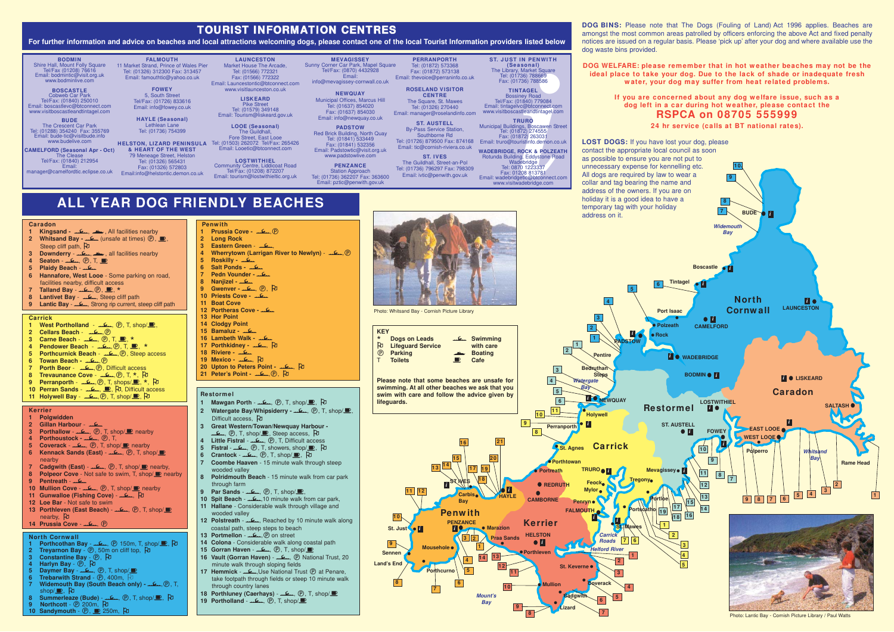# TOURIST INFORMATION CENTRES

**For further information and advice on beaches and local attractions welcoming dogs, please contact one of the local Tourist Information providers listed below**

**BODMIN**
Shire Hall, Mount Folly Square
Tel/Fax (01208) 76616
Email: bodmintic@visit.org.uk
www.bodminlive.com

**BOSCASTLE**
Cobweb Car Park
Tel/Fax: (01840) 250010
Email: boscastlevc@btconnect.com
www.visitboscastleandtintagel.com

**BUDE**
The Crescent Car Park
Tel: (01288) 354240 Fax: 355769
Email: bude-tic@visitbude.info
www.budelive.com

**CAMELFORD (Seasonal Apr - Oct)**
The Clease
Tel/Fax: (01840) 212954
Email:
manager@camelfordtic.eclipse.co.uk

**FALMOUTH**
11 Market Strand, Prince of Wales Pier
Tel: (01326) 312300 Fax: 313457
Email: famouthtic@yahoo.co.uk

**FOWEY**
5, South Street
Tel/Fax: (01726) 833616
Email: info@fowey.co.uk

**HAYLE (Seasonal)**
Lethlean Lane
Tel: (01736) 754399

**HELSTON, LIZARD PENINSULA & HEART OF THE WEST**
79 Meneage Street, Helston
Tel: (01326) 565431
Fax: (01326) 572803
Email:info@helstontic.demon.co.uk

**LAUNCESTON**
Market House The Arcade,
Tel: (01566) 772321
Fax: (01566) 772322
Email: Launcestontic@btconnect.com
www.visitlaunceston.co.uk

**LISKEARD**
Pike Street
Tel: (01579) 349148
Email: Tourism@liskeard.gov.uk

**LOOE (Seasonal)**
The Guildhall,
Fore Street, East Looe
Tel: (01503) 262072 Tel/Fax: 265426
Email: Looetic@btconnect.com

**LOSTWITHIEL**
Community Centre, Liddicoat Road
Tel/Fax: (01208) 872207
Email: tourism@lostwithieltic.org.uk

**MEVAGISSEY**
Sunny Corner Car Park, Mapel Square
Tel/Fax: (0870) 4432928
Email:
info@mevagissey-cornwall.co.uk

**NEWQUAY**
Municipal Offices, Marcus Hill
Tel: (01637) 854020
Fax: (01637) 854030
Email: info@newquay.co.uk

**PADSTOW**
Red Brick Building, North Quay
Tel: (01841) 533449
Fax: (01841) 532356
Email: Padstowtic@visit.org.uk
www.padstowlive.com

**PENZANCE**
Station Approach
Tel: (01736) 362207 Fax: 363600
Email: pztic@penwith.gov.uk

**PERRANPORTH**
Tel: (01872) 573368
Fax: (01872) 573138
Email: thevoice@perraninfo.co.uk

**ROSELAND VISITOR CENTRE**
The Square, St. Mawes
Tel: (01326) 270440
Email: manager@roselandinfo.com

**ST. AUSTELL**
By-Pass Service Station,
Southbourne Rd
Tel: (01726) 879500 Fax: 874168
Email: tic@cornish-riviera.co.uk

**ST. IVES**
The Guildhall, Street-an-Pol
Tel: (01736) 796297 Fax: 798309
Email: ivtic@penwith.gov.uk

**ST. JUST IN PENWITH (Seasonal)**
The Library, Market Square
Tel: (01736) 788669
Fax: (01736) 788586

**TINTAGEL**
Bossiney Road
Tel/Fax: (01840) 779084
Email: tintagelvc@btconnect.com
www.visitboscastleandtintagel.com

**TRURO**
Municipal Buildings, Boscawen Street
Tel: (01872) 274555
Fax: (01872) 263031
Email: truro@touristinfo.demon.co.uk

**WADEBRIDGE, ROCK & POLZEATH**
Rotunda Building, Eddystone Road
Wadebridge
Tel: 0870 1223337
Fax: 01208 813781
Email: wadebridgetic@btconnect.com
www.visitwadebridge.com

**DOG BINS:** Please note that The Dogs (Fouling of Land) Act 1996 applies. Beaches are amongst the most common areas patrolled by officers enforcing the above Act and fixed penalty notices are issued on a regular basis. Please 'pick up' after your dog and where available use the dog waste bins provided.

**DOG WELFARE: please remember that in hot weather beaches may not be the ideal place to take your dog. Due to the lack of shade or inadequate fresh water, your dog may suffer from heat related problems.**

**If you are concerned about any dog welfare issue, such as a dog left in a car during hot weather, please contact the**
**RSPCA on 08705 555999**
**24 hr service (calls at BT national rates).**

**LOST DOGS:** If you have lost your dog, please contact the appropriate local council as soon as possible to ensure you are not put to unnecessary expense for kennelling etc. All dogs are required by law to wear a collar and tag bearing the name and address of the owners. If you are on holiday it is a good idea to have a temporary tag with your holiday address on it.

# ALL YEAR DOG FRIENDLY BEACHES

### Caradon

1. **Kingsand** - Swimming with care, Boating, All facilities nearby
2. **Whitsand Bay** - Swimming with care (unsafe at times) Ⓟ, Cafe, Steep cliff path, Lifeguard Service
3. **Downderry** - Swimming with care, Boating, all facilities nearby
4. **Seaton** - Swimming with care, Ⓟ, T, Cafe
5. **Plaidy Beach** - Swimming with care
6. **Hannafore, West Looe** - Some parking on road, facilities nearby, difficult access
7. **Talland Bay** - Swimming with care, Ⓟ, Cafe, *
8. **Lantivet Bay** - Swimming with care, Steep cliff path
9. **Lantic Bay** - Swimming with care, Strong rip current, steep cliff path

### Carrick

1. **West Portholland** - Swimming with care, Ⓟ, T, shop/Cafe
2. **Cellars Beach** - Swimming with care, Ⓟ
3. **Carne Beach** - Swimming with care, Ⓟ, T, Cafe, *
4. **Pendower Beach** - Swimming with care, Ⓟ, T, Cafe, *
5. **Porthcurnick Beach** - Swimming with care, Ⓟ, Steep access
6. **Towan Beach** - Swimming with care, Ⓟ
7. **Porth Beor** - Swimming with care, Ⓟ, Difficult access
8. **Trevaunance Cove** - Swimming with care, Ⓟ, T, *
9. **Perranporth** - Swimming with care, Ⓟ, T, shops/Cafe, *, Lifeguard Service
10. **Perran Sands** - Swimming with care, Cafe, Lifeguard Service, Difficult access
11. **Holywell Bay** - Swimming with care, Ⓟ, T, shop/Cafe, Lifeguard Service

### Kerrier

1. **Polgwidden**
2. **Gillan Harbour** - Swimming with care
3. **Porthallow** - Swimming with care, Ⓟ, T, shop/Cafe nearby
4. **Porthoustock** - Swimming with care, Ⓟ, T,
5. **Coverack** - Swimming with care, Ⓟ, T, shop/Cafe nearby
6. **Kennack Sands (East)** - Swimming with care, Ⓟ, T, shop/Cafe nearby
7. **Cadgwith (East)** - Swimming with care, Ⓟ, T, shop/Cafe nearby,
8. **Polpeor Cove** - Not safe to swim, T, shop/Cafe nearby
9. **Pentreath** - Swimming with care
10. **Mullion Cove** - Swimming with care, Ⓟ, T, shop/Cafe nearby
11. **Gunwalloe (Fishing Cove)** - Swimming with care, Lifeguard Service
12. **Loe Bar** - Not safe to swim
13. **Porthleven (East Beach)** - Swimming with care, Ⓟ, T, shop/Cafe nearby, Lifeguard Service
14. **Prussia Cove** - Swimming with care, Ⓟ

### North Cornwall

1. **Porthcothan Bay** - Swimming with care, Ⓟ 150m, T, shop/Cafe, Lifeguard Service
2. **Treyarnon Bay** - Ⓟ, 50m on cliff top, Lifeguard Service
3. **Constantine Bay** - Ⓟ, Lifeguard Service
4. **Harlyn Bay** - Ⓟ, Lifeguard Service
5. **Daymer Bay** - Swimming with care, Ⓟ, T, shop/Cafe
6. **Trebarwith Strand** - Ⓟ, 400m, Lifeguard Service
7. **Widemouth Bay (South Beach only)** - Swimming with care, Ⓟ, T, shop/Cafe, Lifeguard Service
8. **Summerleaze (Bude)** - Swimming with care, Ⓟ, T, shop/Cafe, Lifeguard Service
9. **Northcott** - Ⓟ 200m, Lifeguard Service
10. **Sandymouth** - Ⓟ, Cafe 250m, Lifeguard Service

### Penwith

1. **Prussia Cove** - Swimming with care, Ⓟ
2. **Long Rock**
3. **Eastern Green** - Swimming with care
4. **Wherrytown (Larrigan River to Newlyn)** - Swimming with care, Ⓟ
5. **Roskilly** - Swimming with care
6. **Salt Ponds** - Swimming with care
7. **Pedn Vounder** - Swimming with care
8. **Nanjizel** - Swimming with care
9. **Gwenver** - Swimming with care, Ⓟ, Lifeguard Service
10. **Priests Cove** - Swimming with care
11. **Boat Cove**
12. **Portheras Cove** - Swimming with care
13. **Hor Point**
14. **Clodgy Point**
15. **Bamaluz** - Swimming with care
16. **Lambeth Walk** - Swimming with care
17. **Porthkidney** - Swimming with care, Lifeguard Service
18. **Riviere** - Swimming with care
19. **Mexico** - Swimming with care, Lifeguard Service
20. **Upton to Peters Point** - Swimming with care, Lifeguard Service
21. **Peter's Point** - Swimming with care, Ⓟ, Lifeguard Service

### Restormel

1. **Mawgan Porth** - Swimming with care, Ⓟ, T, shop/Cafe, Lifeguard Service
2. **Watergate Bay/Whipsiderry** - Swimming with care, Ⓟ, T, shop/Cafe, Difficult access, Lifeguard Service
3. **Great Western/Towan/Newquay Harbour** - Swimming with care, Ⓟ, T, shop/Cafe, Steep access, Lifeguard Service
4. **Little Fistral** - Swimming with care, Ⓟ, T, Difficult access
5. **Fistral** - Swimming with care, Ⓟ, T, showers, shop/Cafe, Lifeguard Service
6. **Crantock** - Swimming with care, Ⓟ, T, shop/Cafe, Lifeguard Service
7. **Coombe Haaven** - 15 minute walk through steep wooded valley
8. **Polridmouth Beach** - 15 minute walk from car park through farm
9. **Par Sands** - Swimming with care, Ⓟ, T, shop/Cafe
10. **Spit Beach** - Swimming with care, 10 minute walk from car park,
11. **Hallane** - Considerable walk through village and wooded valley
12. **Polstreath** - Swimming with care, Reached by 10 minute walk along coastal path, steep steps to beach
13. **Portmellon** - Swimming with care, Ⓟ on street
14. **Colona** - Considerable walk along coastal path
15. **Gorran Haven** - Swimming with care, Ⓟ, T, shop/Cafe
16. **Vault (Gorran Haven)** - Swimming with care, Ⓟ National Trust, 20 minute walk through sloping fields
17. **Hemmick** - Swimming with care, Use National Trust Ⓟ at Penare, take footpath through fields or steep 10 minute walk through country lanes
18. **Porthluney (Caerhays)** - Swimming with care, Ⓟ, T, shop/Cafe
19. **Portholland** - Swimming with care, Ⓟ, T, shop/Cafe

Photo: Whitsand Bay - Cornish Picture Library

### KEY

| | |
|---|---|
| * Dogs on Leads | Swimming with care |
| Lifeguard Service | Boating |
| Ⓟ Parking | Cafe |
| T Toilets | |

**Please note that some beaches are unsafe for swimming. At all other beaches we ask that you swim with care and follow the advice given by lifeguards.**

Photo: Lantic Bay - Cornish Picture Library / Paul Watts